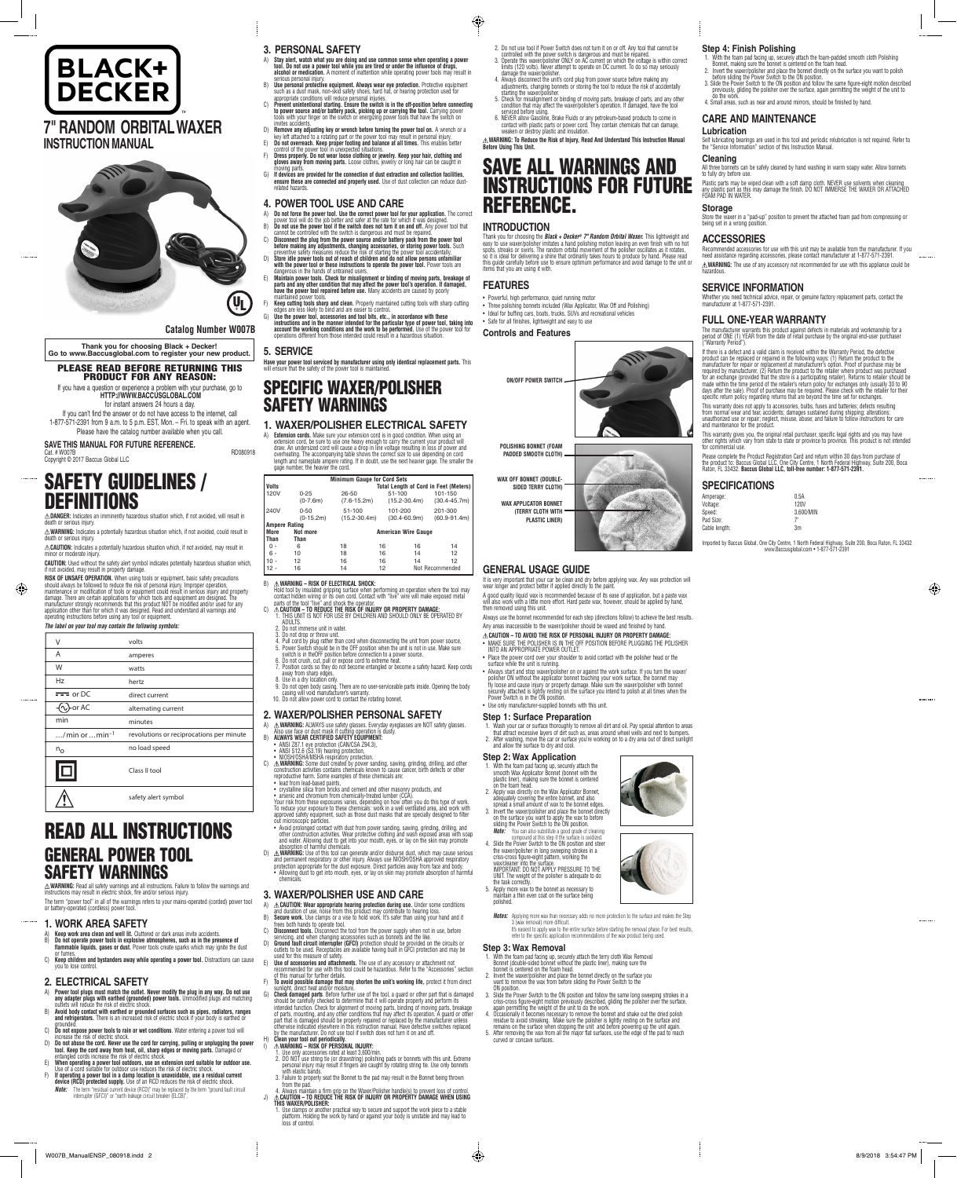# BLACK+DECKER

## 7" RANDOM ORBITAL WAXER
### INSTRUCTION MANUAL

**Catalog Number W007B**

**Thank you for choosing Black + Decker!**
**Go to www.Baccusglobal.com to register your new product.**

**PLEASE READ BEFORE RETURNING THIS PRODUCT FOR ANY REASON:**

If you have a question or experience a problem with your purchase, go to **HTTP://WWW.BACCUSGLOBAL.COM** for instant answers 24 hours a day.

If you can't find the answer or do not have access to the internet, call 1-877-571-2391 from 9 a.m. to 5 p.m. EST, Mon. – Fri. to speak with an agent. Please have the catalog number available when you call.

**SAVE THIS MANUAL FOR FUTURE REFERENCE.**
Cat. # W007B RD080918
Copyright © 2017 Baccus Global LLC

# SAFETY GUIDELINES / DEFINITIONS

⚠**DANGER:** Indicates an imminently hazardous situation which, if not avoided, will result in death or serious injury.

⚠**WARNING:** Indicates a potentially hazardous situation which, if not avoided, could result in death or serious injury.

⚠**CAUTION:** Indicates a potentially hazardous situation which, if not avoided, may result in minor or moderate injury.

**CAUTION:** Used without the safety alert symbol indicates potentially hazardous situation which, if not avoided, may result in property damage.

**RISK OF UNSAFE OPERATION.** When using tools or equipment, basic safety precautions should always be followed to reduce the risk of personal injury. Improper operation, maintenance or modification of tools or equipment could result in serious injury and property damage. There are certain applications for which tools and equipment are designed. The manufacturer strongly recommends that this product NOT be modified and/or used for any application other than for which it was designed. Read and understand all warnings and operating instructions before using any tool or equipment.

***The label on your tool may contain the following symbols:***

| | |
|---|---|
| V | volts |
| A | amperes |
| W | watts |
| Hz | hertz |
| ⎓ or DC | direct current |
| ∿ or AC | alternating current |
| min | minutes |
| …/min or …min⁻¹ | revolutions or reciprocations per minute |
| $n_o$ | no load speed |
| ⧈ | Class II tool |
| ⚠ | safety alert symbol |

# READ ALL INSTRUCTIONS

# GENERAL POWER TOOL SAFETY WARNINGS

⚠**WARNING:** Read all safety warnings and all instructions. Failure to follow the warnings and instructions may result in electric shock, fire and/or serious injury.

The term "power tool" in all of the warnings refers to your mains-operated (corded) power tool or battery-operated (cordless) power tool.

## 1. WORK AREA SAFETY

A) **Keep work area clean and well lit.** Cluttered or dark areas invite accidents.
B) **Do not operate power tools in explosive atmospheres, such as in the presence of flammable liquids, gases or dust.** Power tools create sparks which may ignite the dust or fumes.
C) **Keep children and bystanders away while operating a power tool.** Distractions can cause you to lose control.

## 2. ELECTRICAL SAFETY

A) **Power tool plugs must match the outlet. Never modify the plug in any way. Do not use any adapter plugs with earthed (grounded) power tools.** Unmodified plugs and matching outlets will reduce the risk of electric shock.
B) **Avoid body contact with earthed or grounded surfaces such as pipes, radiators, ranges and refrigerators.** There is an increased risk of electric shock if your body is earthed or grounded.
C) **Do not expose power tools to rain or wet conditions.** Water entering a power tool will increase the risk of electric shock.
D) **Do not abuse the cord. Never use the cord for carrying, pulling or unplugging the power tool. Keep the cord away from heat, oil, sharp edges or moving parts.** Damaged or entangled cords increase the risk of electric shock.
E) **When operating a power tool outdoors, use an extension cord suitable for outdoor use.** Use of a cord suitable for outdoor use reduces the risk of electric shock.
F) **If operating a power tool in a damp location is unavoidable, use a residual current device (RCD) protected supply.** Use of an RCD reduces the risk of electric shock.

***Note:*** The term "residual current device (RCD)" may be replaced by the term "ground fault circuit interrupter (GFCI)" or "earth leakage circuit breaker (ELCB)".

## 3. PERSONAL SAFETY

A) **Stay alert, watch what you are doing and use common sense when operating a power tool. Do not use a power tool while you are tired or under the influence of drugs, alcohol or medication.** A moment of inattention while operating power tools may result in serious personal injury.
B) **Use personal protective equipment. Always wear eye protection.** Protective equipment such as a dust mask, non-skid safety shoes, hard hat, or hearing protection used for appropriate conditions will reduce personal injuries.
C) **Prevent unintentional starting. Ensure the switch is in the off-position before connecting to power source and/or battery pack, picking up or carrying the tool.** Carrying power tools with your finger on the switch or energizing power tools that have the switch on invites accidents.
D) **Remove any adjusting key or wrench before turning the power tool on.** A wrench or a key left attached to a rotating part of the power tool may result in personal injury.
E) **Do not overreach. Keep proper footing and balance at all times.** This enables better control of the power tool in unexpected situations.
F) **Dress properly. Do not wear loose clothing or jewelry. Keep your hair, clothing and gloves away from moving parts.** Loose clothes, jewelry or long hair can be caught in moving parts.
G) **If devices are provided for the connection of dust extraction and collection facilities, ensure these are connected and properly used.** Use of dust collection can reduce dust-related hazards.

## 4. POWER TOOL USE AND CARE

A) **Do not force the power tool. Use the correct power tool for your application.** The correct power tool will do the job better and safer at the rate for which it was designed.
B) **Do not use the power tool if the switch does not turn it on and off.** Any power tool that cannot be controlled with the switch is dangerous and must be repaired.
C) **Disconnect the plug from the power source and/or battery pack from the power tool before making any adjustments, changing accessories, or storing power tools.** Such preventive safety measures reduce the risk of starting the power tool accidentally.
D) **Store idle power tools out of reach of children and do not allow persons unfamiliar with the power tool or these instructions to operate the power tool.** Power tools are dangerous in the hands of untrained users.
E) **Maintain power tools. Check for misalignment or binding of moving parts, breakage of parts and any other condition that may affect the power tool's operation. If damaged, have the power tool repaired before use.** Many accidents are caused by poorly maintained power tools.
F) **Keep cutting tools sharp and clean.** Properly maintained cutting tools with sharp cutting edges are less likely to bind and are easier to control.
G) **Use the power tool, accessories and tool bits, etc., in accordance with these instructions and in the manner intended for the particular type of power tool, taking into account the working conditions and the work to be performed.** Use of the power tool for operations different from those intended could result in a hazardous situation.

## 5. SERVICE

**Have your power tool serviced by manufacturer using only identical replacement parts.** This will ensure that the safety of the power tool is maintained.

# SPECIFIC WAXER/POLISHER SAFETY WARNINGS

## 1. WAXER/POLISHER ELECTRICAL SAFETY

A) **Extension cords.** Make sure your extension cord is in good condition. When using an extension cord, be sure to use one heavy enough to carry the current your product will draw. An undersized cord will cause a drop in line voltage resulting in loss of power and overheating. The accompanying table shows the correct size to use depending on cord length and nameplate ampere rating. If in doubt, use the next heavier gage. The smaller the gage number, the heavier the cord.

| Minimum Gauge for Cord Sets | | | | |
|---|---|---|---|---|
| **Volts** | | **Total Length of Cord in Feet (Meters)** | | |
| 120V | 0-25 (0-7.6m) | 26-50 (7.6-15.2m) | 51-100 (15.2-30.4m) | 101-150 (30.4-45.7m) |
| 240V | 0-50 (0-15.2m) | 51-100 (15.2-30.4m) | 101-200 (30.4-60.9m) | 201-300 (60.9-91.4m) |
| **Ampere Rating** | | | | |
| **More Than** | **Not more Than** | **American Wire Gauge** | | |
| 0 - | 6 | 18 | 16 | 16 / 14 |
| 6 - | 10 | 18 | 16 | 14 / 12 |
| 10 - | 12 | 16 | 16 | 14 / 12 |
| 12 - | 16 | 14 | 12 | Not Recommended |

B) ⚠**WARNING – RISK OF ELECTRICAL SHOCK:**
Hold tool by insulated gripping surface when performing an operation where the tool may contact hidden wiring or its own cord. Contact with "live" wire will make exposed metal parts of the tool "live" and shock the operator.

C) ⚠**CAUTION – TO REDUCE THE RISK OF INJURY OR PROPERTY DAMAGE:**
1. THIS UNIT IS NOT FOR USE BY CHILDREN AND SHOULD ONLY BE OPERATED BY ADULTS.
2. Do not immerse unit in water.
3. Do not drop or throw unit.
4. Pull cord by plug rather than cord when disconnecting the unit from power source.
5. Power Switch should be in the OFF position when the unit is not in use. Make sure switch is in the OFF position before connection to a power source.
6. Do not crush, cut, pull or expose cord to extreme heat.
7. Position cords so they do not become entangled or become a safety hazard. Keep cords away from sharp edges.
8. Use in a dry location only.
9. Do not open body casing. There are no user-serviceable parts inside. Opening the body casing will void manufacturer's warranty.
10. Do not allow power cord to contact the rotating bonnet.

## 2. WAXER/POLISHER PERSONAL SAFETY

A) ⚠**WARNING:** ALWAYS use safety glasses. Everyday eyeglasses are NOT safety glasses. Also use face or dust mask if cutting operation is dusty.

B) **ALWAYS WEAR CERTIFIED SAFETY EQUIPMENT:**
- ANSI Z87.1 eye protection (CAN/CSA Z94.3),
- ANSI S12.6 (S3.19) hearing protection,
- NIOSH/OSHA/MSHA respiratory protection.

C) ⚠**WARNING:** Some dust created by power sanding, sawing, grinding, drilling, and other construction activities contains chemicals known to cause cancer, birth defects or other reproductive harm. Some examples of these chemicals are:
- lead from lead-based paints,
- crystalline silica from bricks and cement and other masonry products, and
- arsenic and chromium from chemically-treated lumber (CCA).

Your risk from these exposures varies, depending on how often you do this type of work. To reduce your exposure to these chemicals: work in a well ventilated area, and work with approved safety equipment, such as those dust masks that are specially designed to filter out microscopic particles.
- Avoid prolonged contact with dust from power sanding, sawing, grinding, drilling, and other construction activities. Wear protective clothing and wash exposed areas with soap and water. Allowing dust to get into your mouth, eyes, or lay on the skin may promote absorption of harmful chemicals.

D) ⚠**WARNING:** Use of this tool can generate and/or disburse dust, which may cause serious and permanent respiratory or other injury. Always use NIOSH/OSHA approved respiratory protection appropriate for the dust exposure. Direct particles away from face and body.
- Allowing dust to get into mouth, eyes, or lay on skin may promote absorption of harmful chemicals.

## 3. WAXER/POLISHER USE AND CARE

A) ⚠**CAUTION: Wear appropriate hearing protection during use.** Under some conditions and duration of use, noise from this product may contribute to hearing loss.
B) **Secure work.** Use clamps or a vise to hold work. It's safer than using your hand and it frees both hands to operate tool.
C) **Disconnect tools.** Disconnect the tool from the power supply when not in use, before servicing, and when changing accessories such as bonnets and the like.
D) **Ground fault circuit interrupter (GFCI)** protection should be provided on the circuits or outlets to be used. Receptacles are available having built in GFCI protection and may be used for this measure of safety.
E) **Use of accessories and attachments.** The use of any accessory or attachment not recommended for use with this tool could be hazardous. Refer to the "Accessories" section of this manual for further details.
F) **To avoid possible damage that may shorten the unit's working life**, protect it from direct sunlight, direct heat and/or moisture.
G) **Check damaged parts**. Before further use of the tool, a guard or other part that is damaged should be carefully checked to determine that it will operate properly and perform its intended function. Check for alignment of moving parts, binding of moving parts, breakage of parts, mounting, and any other conditions that may affect its operation. A guard or other part that is damaged should be properly repaired or replaced by the manufacturer unless otherwise indicated elsewhere in this instruction manual. Have defective switches replaced by the manufacturer. Do not use tool if switch does not turn it on and off.
H) **Clean your tool out periodically.**
I) ⚠**WARNING – RISK OF PERSONAL INJURY:**
1. Use only accessories rated at least 3,600/min.
2. DO NOT use string tie (or drawstring) polishing pads or bonnets with this unit. Extreme personal injury may result if fingers are caught by rotating string tie. Use only bonnets with elastic bands.
3. Failure to properly seat the Bonnet to the pad may result in the Bonnet being thrown from the pad.
4. Always maintain a firm grip on the Waxer/Polisher handle(s) to prevent loss of control.

J) ⚠**CAUTION – TO REDUCE THE RISK OF INJURY OR PROPERTY DAMAGE WHEN USING THIS WAXER/POLISHER:**
1. Use clamps or another practical way to secure and support the work piece to a stable platform. Holding the work by hand or against your body is unstable and may lead to loss of control.
2. Do not use tool if Power Switch does not turn it on or off. Any tool that cannot be controlled with the power switch is dangerous and must be repaired.
3. Operate this waxer/polisher ONLY on AC current on which the voltage is within correct limits (120 volts). Never attempt to operate on DC current. To do so may seriously damage the waxer/polisher.
4. Always disconnect the unit's cord plug from power source before making any adjustments, changing bonnets or storing the tool to reduce the risk of accidentally starting the waxer/polisher.
5. Check for misalignment or binding of moving parts, breakage of parts, and any other condition that may affect the waxer/polisher's operation. If damaged, have the tool serviced before using.
6. NEVER allow Gasoline, Brake Fluids or any petroleum-based products to come in contact with plastic parts or power cord. They contain chemicals that can damage, weaken or destroy plastic and insulation.

⚠**WARNING: To Reduce the Risk of Injury, Read And Understand This Instruction Manual Before Using This Unit.**

# SAVE ALL WARNINGS AND INSTRUCTIONS FOR FUTURE REFERENCE.

## INTRODUCTION

Thank you for choosing the ***Black + Decker® 7" Random Orbital Waxer.*** This lightweight and easy to use waxer/polisher imitates a hand polishing motion leaving an even finish with no hot spots, streaks or swirls. The random orbital movement of the polisher oscillates as it rotates, so it is ideal for delivering a shine that ordinarily takes hours to produce by hand. Please read this guide carefully before use to ensure optimum performance and avoid damage to the unit or items that you are using it with.

## FEATURES

- Powerful, high performance, quiet running motor
- Three polishing bonnets included (Wax Applicator, Wax Off and Polishing)
- Ideal for buffing cars, boats, trucks, SUVs and recreational vehicles
- Safe for all finishes, lightweight and easy to use

### Controls and Features

ON/OFF POWER SWITCH

POLISHING BONNET (FOAM PADDED SMOOTH CLOTH)

WAX OFF BONNET (DOUBLE-SIDED TERRY CLOTH)

WAX APPLICATOR BONNET (TERRY CLOTH WITH PLASTIC LINER)

## GENERAL USAGE GUIDE

It is very important that your car be clean and dry before applying wax. Any wax protection will wear longer and protect better if applied directly to the paint.

A good quality liquid wax is recommended because of its ease of application, but a paste wax will also work with a little more effort. Hard paste wax, however, should be applied by hand, then removed using this unit.

Always use the bonnet recommended for each step (directions follow) to achieve the best results.

Any areas inaccessible to the waxer/polisher should be waxed and finished by hand.

⚠**CAUTION – TO AVOID THE RISK OF PERSONAL INJURY OR PROPERTY DAMAGE:**
- MAKE SURE THE POLISHER IS IN THE OFF POSITION BEFORE PLUGGING THE POLISHER INTO AN APPROPRIATE POWER OUTLET.
- Place the power cord over your shoulder to avoid contact with the polisher head or the surface while the unit is running.
- Always start and stop waxer/polisher on or against the work surface. If you turn the waxer/polisher ON without the applicator bonnet touching your work surface, the bonnet may fly loose and cause injury or property damage. Make sure the waxer/polisher with bonnet securely attached is lightly resting on the surface you intend to polish at all times when the Power Switch is in the ON position.
- Use only manufacturer-supplied bonnets with this unit.

### Step 1: Surface Preparation

1. Wash your car or surface thoroughly to remove all dirt and oil. Pay special attention to areas that attract excessive layers of dirt such as, areas around wheel wells and next to bumpers.
2. After washing, move the car or surface you're working on to a dry area out of direct sunlight and allow the surface to dry and cool.

### Step 2: Wax Application

1. With the foam pad facing up, securely attach the smooth Wax Applicator Bonnet (bonnet with the plastic liner), making sure the bonnet is centered on the foam head.
2. Apply wax directly on the Wax Applicator Bonnet, adequately covering the entire bonnet, and also spread a small amount of wax to the bonnet edges.
3. Invert the waxer/polisher and place the bonnet directly on the surface you want to apply the wax to before sliding the Power Switch to the ON position.
   ***Note:*** You can also substitute a good grade of cleaning compound at this step if the surface is oxidized.
4. Slide the Power Switch to the ON position and steer the waxer/polisher in long sweeping strokes in a criss-cross figure-eight pattern, working the wax/cleaner into the surface.
   IMPORTANT: DO NOT APPLY PRESSURE TO THE UNIT. The weight of the polisher is adequate to do the task correctly.
5. Apply more wax to the bonnet as necessary to maintain a thin even coat on the surface being polished.

***Notes:*** Applying more wax than necessary adds no more protection to the surface and makes the Step 3 (wax removal) more difficult.
It's easiest to apply wax to the entire surface before starting the removal phase. For best results, refer to the specific application recommendations of the wax product being used.

### Step 3: Wax Removal

1. With the foam pad facing up, securely attach the terry cloth Wax Removal Bonnet (double-sided bonnet without the plastic liner), making sure the bonnet is centered on the foam head.
2. Invert the waxer/polisher and place the bonnet directly on the surface you want to remove the wax from before sliding the Power Switch to the ON position.
3. Slide the Power Switch to the ON position and follow the same long sweeping strokes in a criss-cross figure-eight motion previously described, gliding the polisher over the surface, again permitting the weight of the unit to do the work.
4. Occasionally it becomes necessary to remove the bonnet and shake out the dried polish residue to avoid streaking. Make sure the polisher is lightly resting on the surface and remains on the surface when stopping the unit and before powering up the unit again.
5. After removing the wax from all the major flat surfaces, use the edge of the pad to reach curved or concave surfaces.

### Step 4: Finish Polishing

1. With the foam pad facing up, securely attach the foam-padded smooth cloth Polishing Bonnet, making sure the bonnet is centered on the foam head.
2. Invert the waxer/polisher and place the bonnet directly on the surface you want to polish before sliding the Power Switch to the ON position.
3. Slide the Power Switch to the ON position and follow the same figure-eight motion described previously, gliding the polisher over the surface, again permitting the weight of the unit to do the work.
4. Small areas, such as near and around mirrors, should be finished by hand.

## CARE AND MAINTENANCE

### Lubrication

Self lubricating bearings are used in this tool and periodic relubrication is not required. Refer to the "Service Information" section of this Instruction Manual.

### Cleaning

All three bonnets can be safely cleaned by hand washing in warm soapy water. Allow bonnets to fully dry before use.

Plastic parts may be wiped clean with a soft damp cloth. NEVER use solvents when cleaning any plastic part as this may damage the finish. DO NOT IMMERSE THE WAXER OR ATTACHED FOAM PAD IN WATER.

### Storage

Store the waxer in a "pad-up" position to prevent the attached foam pad from compressing or being set in a wrong position.

## ACCESSORIES

Recommended accessories for use with this unit may be available from the manufacturer. If you need assistance regarding accessories, please contact manufacturer at 1-877-571-2391.

⚠**WARNING:** The use of any accessory not recommended for use with this appliance could be hazardous.

## SERVICE INFORMATION

Whether you need technical advice, repair, or genuine factory replacement parts, contact the manufacturer at 1-877-571-2391.

## FULL ONE-YEAR WARRANTY

The manufacturer warrants this product against defects in materials and workmanship for a period of ONE (1) YEAR from the date of retail purchase by the original end-user purchaser ("Warranty Period").

If there is a defect and a valid claim is received within the Warranty Period, the defective product can be replaced or repaired in the following ways: (1) Return the product to the manufacturer for repair or replacement at manufacturer's option. Proof of purchase may be required by manufacturer. (2) Return the product to the retailer where product was purchased for an exchange (provided that the store is a participating retailer). Returns to retailer should be made within the time period of the retailer's return policy for exchanges only (usually 30 to 90 days after the sale). Proof of purchase may be required. Please check with the retailer for their specific return policy regarding returns that are beyond the time set for exchanges.

This warranty does not apply to accessories, bulbs, fuses and batteries; defects resulting from normal wear and tear, accidents; damages sustained during shipping; alterations; unauthorized use or repair; neglect, misuse, abuse; and failure to follow instructions for care and maintenance for the product.

This warranty gives you, the original retail purchaser, specific legal rights and you may have other rights which vary from state to state or province to province. This product is not intended for commercial use.

Please complete the Product Registration Card and return within 30 days from purchase of the product to: Baccus Global LLC, One City Centre, 1 North Federal Highway, Suite 200, Boca Raton, FL 33432. **Baccus Global LLC, toll-free number: 1-877-571-2391.**

## SPECIFICATIONS

| | |
|---|---|
| Amperage: | 0.5A |
| Voltage: | 120V |
| Speed: | 3,600/MIN |
| Pad Size: | 7" |
| Cable length: | 3m |

Imported by Baccus Global, One City Centre, 1 North Federal Highway, Suite 200, Boca Raton, FL 33432
www.Baccusglobal.com • 1-877-571-2391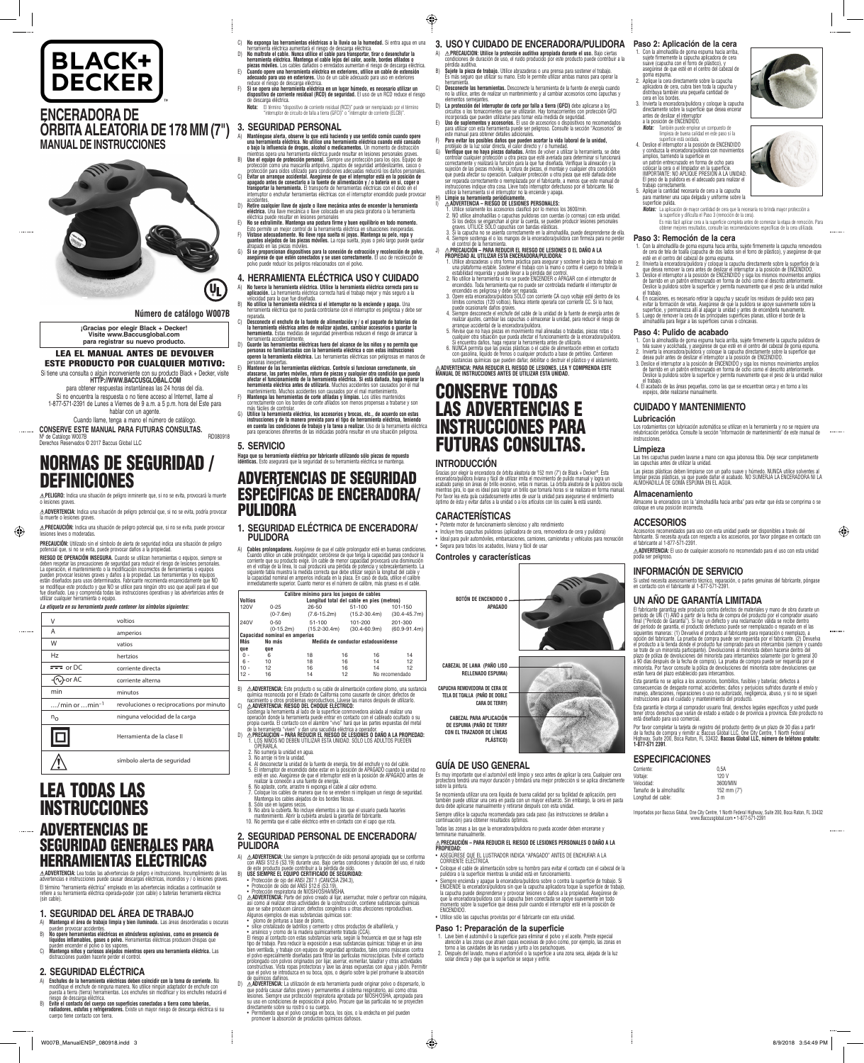# BLACK+DECKER

## ENCERADORA DE ÓRBITA ALEATORIA DE 178 MM (7")
### MANUAL DE INSTRUCCIONES

**Número de catálogo W007B**

**¡Gracias por elegir Black + Decker!**
**Visite www.Baccusglobal.com**
**para registrar su nuevo producto.**

### LEA EL MANUAL ANTES DE DEVOLVER ESTE PRODUCTO POR CUALQUIER MOTIVO:

Si tiene una consulta o algún inconveniente con su producto Black + Decker, visite **HTTP://WWW.BACCUSGLOBAL.COM** para obtener respuestas instantáneas las 24 horas del día.

Si no encuentra la respuesta o no tiene acceso al Internet, llame al 1-877-571-2391 de Lunes a Viernes de 9 a.m. a 5 p.m. hora del Este para hablar con un agente.

Cuando llame, tenga a mano el número de catálogo.

**CONSERVE ESTE MANUAL PARA FUTURAS CONSULTAS.**
Nº de Catálogo W007B RD080918
Derechos Reservados © 2017 Baccus Global LLC

# NORMAS DE SEGURIDAD / DEFINICIONES

⚠**PELIGRO:** Indica una situación de peligro inminente que, si no se evita, provocará la muerte o lesiones graves.

⚠**ADVERTENCIA:** Indica una situación de peligro potencial que, si no se evita, podría provocar la muerte o lesiones graves.

⚠**PRECAUCIÓN:** Indica una situación de peligro potencial que, si no se evita, puede provocar lesiones leves o moderadas.

**PRECAUCIÓN:** Utilizado sin el símbolo de alerta de seguridad indica una situación de peligro potencial que, si no se evita, puede provocar daños a la propiedad.

**RIESGO DE OPERACIÓN INSEGURA.** Cuando se utilizan herramientas o equipos, siempre se deben respetar las precauciones de seguridad para reducir el riesgo de lesiones personales. La operación, el mantenimiento o la modificación incorrectos de herramientas o equipos pueden provocar lesiones graves y daños a la propiedad. Las herramientas y los equipos están diseñados para usos determinados. Fabricante recomienda encarecidamente que NO se modifique este producto y que NO se utilice para ningún otro uso que aquel para el que fue diseñado. Lea y comprenda todas las instrucciones operativas y las advertencias antes de utilizar cualquier herramienta o equipo.

*La etiqueta en su herramienta puede contener los símbolos siguientes:*

| | |
|---|---|
| V | voltios |
| A | amperios |
| W | vatios |
| Hz | hertzios |
| ⎓ or DC | corriente directa |
| ∿ or AC | corriente alterna |
| min | minutos |
| …/min or …$min^{-1}$ | revoluciones o reciprocatons por minuto |
| $n_0$ | ninguna velocidad de la carga |
| ▣ | Herramienta de la clase II |
| ⚠ | símbolo alerta de seguridad |

# LEA TODAS LAS INSTRUCCIONES

# ADVERTENCIAS DE SEGURIDAD GENERALES PARA HERRAMIENTAS ELÉCTRICAS

⚠**ADVERTENCIA:** Lea todas las advertencias de peligro e instrucciones. Incumplimiento de las advertencias e instrucciones puede causar descargas eléctricas, incendios y / o lesiones graves.

El término "herramienta eléctrica" empleado en las advertencias indicadas a continuación se refiere a su herramienta eléctrica operada-poder (con cable) o baterías herramienta eléctrica (sin cable).

## 1. SEGURIDAD DEL ÁREA DE TRABAJO

A) **Mantenga el área de trabajo limpia y bien iluminada.** Las áreas desordenadas u oscuras pueden provocar accidentes.
B) **No opere herramientas eléctricas en atmósferas explosivas, como en presencia de líquidos inflamables, gases o polvo.** Herramientas eléctricas producen chispas que pueden encender el polvo o los vapores.
C) **Mantenga niños y curiosos alejados mientras opera una herramienta eléctrica.** Las distracciones pueden hacerle perder el control.

## 2. SEGURIDAD ELÉCTRICA

A) **Enchufes de la herramienta eléctrica deben coincidir con la toma de corriente.** No modifique el enchufe de ninguna manera. No utilice ningún adaptador de enchufe con puesta a tierra (tierra) herramientas. Los enchufes sin modificar y los enchufes reducirá el riesgo de descarga eléctrica.
B) **Evite el contacto del cuerpo con superficies conectadas a tierra como tuberías, radiadores, estufas y refrigeradores.** Existe un mayor riesgo de descarga eléctrica si su cuerpo tiene contacto con tierra.
C) **No exponga las herramientas eléctricas a la lluvia o la humedad.** Si entra agua en una herramienta eléctrica aumentará el riesgo de descarga eléctrica.
D) **No maltrate el cable. Nunca utilice el cable para transportar, tirar o desenchufar la herramienta eléctrica. Mantenga el cable lejos del calor, aceite, bordes afilados o piezas móviles.** Los cables dañados o enredados aumentan el riesgo de descarga eléctrica.
E) **Cuando opere una herramienta eléctrica en exteriores, utilice un cable de extensión adecuado para uso en exteriores.** Uso de un cable adecuado para uso en exteriores reduce el riesgo de descarga eléctrica.
F) **Si se opera una herramienta eléctrica en un lugar húmedo, es necesario utilizar un dispositivo de corriente residual (RCD) de seguridad.** El uso de un RCD reduce el riesgo de descarga eléctrica.
**Nota:** El término "dispositivo de corriente residual (RCD)" puede ser reemplazado por el término "interruptor de circuito de falla a tierra (GFCI)" o "interruptor de corriente (ELCB)".

## 3. SEGURIDAD PERSONAL

A) **Manténgase alerta, observe lo que está haciendo y use sentido común cuando opere una herramienta eléctrica. No utilice una herramienta eléctrica cuando esté cansado o bajo la influencia de drogas, alcohol o medicamentos.** Un momento de distracción mientras opera una herramienta eléctrica puede resultar en lesiones personales graves.
B) **Use el equipo de protección personal.** Siempre use protección para los ojos. Equipo de protección como una mascarilla antipolvo, zapatos de seguridad antideslizantes, casco o protección para oídos utilizado para condiciones adecuadas reducirá los daños personales.
C) **Evitar un arranque accidental. Asegúrese de que el interruptor está en la posición de apagado antes de conectarlo a la fuente de alimentación y / o batería en el, coger o transportar la herramienta.** El transporte de herramientas eléctricas con el dedo en el interruptor o enchufar herramientas eléctricas con el interruptor encendido puede provocar accidentes.
D) **Retire cualquier llave de ajuste o llave mecánica antes de encender la herramienta eléctrica.** Una llave mecánica o llave colocada en una pieza giratoria o la herramienta eléctrica puede resultar en lesiones personales.
E) **No se extralimite. Mantenga una postura firme y buen equilibrio en todo momento.** Esto permite un mejor control de la herramienta eléctrica en situaciones inesperadas.
F) **Vístase adecuadamente. No lleve ropa suelta ni joyas. Mantenga su pelo, ropa y guantes alejados de las piezas móviles.** La ropa suelta, joyas o pelo largo puede quedar atrapado en las piezas móviles.
G) **Si se proporcionan dispositivos para la conexión de extracción y recolección de polvo, asegúrese de que estén conectados y se usen correctamente.** El uso de recolección de polvo puede reducir los peligros relacionados con el polvo.

## 4. HERRAMIENTA ELÉCTRICA USO Y CUIDADO

A) **No fuerce la herramienta eléctrica. Utilice la herramienta eléctrica correcta para su aplicación.** La herramienta eléctrica correcta hará el trabajo mejor y más seguro a la velocidad para la que fue diseñada.
B) **No utilice la herramienta eléctrica si el interruptor no la enciende y apaga.** Una herramienta eléctrica que no pueda controlarse con el interruptor es peligrosa y debe ser reparada.
C) **Desconecte el enchufe de la fuente de alimentación y / o el paquete de baterías de la herramienta eléctrica antes de realizar ajustes, cambiar accesorios o guardar la herramienta.** Estas medidas de seguridad preventivas reducen el riesgo de arrancar la herramienta accidentalmente.
D) **Guarde las herramientas eléctricas fuera del alcance de los niños y no permita que personas no familiarizadas con la herramienta eléctrica o con estas instrucciones operen la herramienta eléctrica.** Las herramientas eléctricas son peligrosas en manos de personas inexpertas.
E) **Mantener de las herramientas eléctricas. Controle si funcionan correctamente, sin atascarse, las partes móviles, rotura de piezas y cualquier otra condición que puede afectar el funcionamiento de la herramienta eléctrica. Si está dañada, haga reparar la herramienta eléctrica antes de utilizarla.** Muchos accidentes son causados por el mal mantenimiento. Muchos accidentes son causados por el mal mantenimiento.
F) **Mantenga las herramientas de corte afiladas y limpias.** Los útiles mantenidos correctamente con los bordes de corte afilados son menos propensas a trabarse y son más fáciles de controlar.
G) **Utilice la herramienta eléctrica, los accesorios y brocas, etc., de acuerdo con estas instrucciones y de la manera prevista para el tipo de herramienta eléctrica, teniendo en cuenta las condiciones de trabajo y la tarea a realizar.** Uso de la herramienta eléctrica para operaciones diferentes de las indicadas podría resultar en una situación peligrosa.

## 5. SERVICIO

**Haga que su herramienta eléctrica por fabricante utilizando sólo piezas de repuesto idénticas.** Esto asegurará que la seguridad de su herramienta eléctrica se mantenga.

# ADVERTENCIAS DE SEGURIDAD ESPECÍFICAS DE ENCERADORA/ PULIDORA

## 1. SEGURIDAD ELÉCTRICA DE ENCERADORA/ PULIDORA

A) **Cables prolongadores.** Asegúrese de que el cable prolongador esté en buenas condiciones. Cuando utilice un cable prolongador, cerciórese de que tenga la capacidad para conducir la corriente que su producto exige. Un cable de menor capacidad provocará una disminución en el voltaje de la línea, lo cual producirá una pérdida de potencia y sobrecalentamiento. La siguiente tabla muestra la medida correcta que debe utilizar según la longitud del cable y la capacidad nominal en amperios indicada en la placa. En caso de duda, utilice el calibre inmediatamente superior. Cuanto menor es el número de calibre, más grueso es el cable.

| Calibre mínimo para los juegos de cables | | | | |
|---|---|---|---|---|
| **Voltios** | **Longitud total del cable en pies (metros)** | | | |
| 120V | 0-25 (0-7.6m) | 26-50 (7.6-15.2m) | 51-100 (15.2-30.4m) | 101-150 (30.4-45.7m) |
| 240V | 0-50 (0-15.2m) | 51-100 (15.2-30.4m) | 101-200 (30.4-60.9m) | 201-300 (60.9-91.4m) |
| **Capacidad nominal en amperios** | | | | |
| **Más que / No más que** | **Medida de conductor estadounidense** | | | |
| 0 - 6 | 18 | 16 | 16 | 14 |
| 6 - 10 | 18 | 16 | 14 | 12 |
| 10 - 12 | 16 | 16 | 14 | 12 |
| 12 - 16 | 14 | 12 | No recomendado | |

B) ⚠**ADVERTENCIA:** Este producto o sus cable de alimentación contiene plomo, una sustancia química reconocida por el Estado de California como causante de cáncer, defectos de nacimiento u otros problemas reproductivos. Lávese las manos después de utilizarlo.
C) ⚠**ADVERTENCIA: RIESGO DEL CHOQUE ELÉCTRICO:** Sostenga la herramienta al lado de la superficie conmovedora aislada al realizar una operación donde la herramienta puede entrar en contacto con el cableado ocultado o su propia cuerda. El contacto con el alambre "vivo" hará que las partes expuestas del metal de la herramienta "viven" y dan una sacudida eléctrica a operador.
D) ⚠**PRECAUCIÓN – PARA REDUCIR EL RIESGO DE LESIONES O DAÑO A LA PROPIEDAD:**
1. LOS NIÑOS NO DEBEN UTILIZAR ESTA UNIDAD. SÓLO LOS ADULTOS PUEDEN OPERARLA.
2. No sumerja la unidad en agua.
3. No arroje ni tire la unidad.
4. Al desconectar la unidad de la fuente de energía, tire del enchufe y no del cable.
5. El interruptor de encendido debe estar en la posición de APAGADO cuando la unidad no esté en uso. Asegúrese de que el interruptor esté en la posición de APAGADO antes de realizar la conexión a una fuente de energía.
6. No aplaste, corte, arrastre ni exponga el cable al calor extremo.
7. Coloque los cables de manera que no se enreden ni impliquen un riesgo de seguridad. Mantenga los cables alejados de los bordes filosos.
8. Sólo use en lugares secos.
9. No abra la cubierta. No incluye elementos a los que el usuario pueda hacerles mantenimiento. Abrir la cubierta anulará la garantía del fabricante.
10. No permita que el cable eléctrico entre en contacto con el capo que rota.

## 2. SEGURIDAD PERSONAL DE ENCERADORA/ PULIDORA

A) ⚠**ADVERTENCIA:** Use siempre la protección de oído personal apropiada que se conforma con ANSI S12.6 (S3.19) durante uso. Bajo ciertas condiciones y duración del uso, el ruido de este producto puede contribuir a la pérdida de oído.
B) **USE SIEMPRE EL EQUIPO CERTIFICADO DE SEGURIDAD:**
- Protección de ojo del ANSI Z87.1 (CAN/CSA Z94.3),
- Protección de oído del ANSI S12.6 (S3.19),
- Protección respiratoria de NIOSH/OSHA/MSHA.

C) ⚠**ADVERTENCIA:** Parte del polvo creado al lijar, aserruchar, moler o perforar con máquina, así como al realizar otras actividades de la construcción, contiene substancias químicas que se sabe producen cáncer, defectos congénitos u otras afecciones reproductivas. Algunos ejemplos de esas substancias químicas son:
- plomo de pinturas a base de plomo,
- sílice cristalizado de ladrillos y cemento y otros productos de albañilería, y
- arsénico y cromo de la madera químicamente tratada (CCA).

El riesgo al contacto con estas substancias varía, según la frecuencia con que se haga este tipo de trabajo. Para reducir la exposición a esas substancias químicas: trabaje en un área bien ventilada, y trabaje con equipos de seguridad aprobados, tales como máscaras contra el polvo especialmente diseñadas para filtrar las partículas microscópicas. Evite el contacto prolongado con polvo originado por lijar, aserrar, esmerilar, taladrar y otras actividades constructivas. Vista ropas protectoras y lave las áreas expuestas con agua y jabón. Permitir que el polvo se introduzca en su boca, ojos, o dejarlo sobre la piel promover la absorción de químicos dañinos.

D) ⚠**ADVERTENCIA:** La utilización de esta herramienta puede originar polvo o dispersarlo, lo que podría causar daños graves y permanentes al sistema respiratorio, así como otras lesiones. Siempre use protección respiratoria aprobada por NIOSH/OSHA, apropiada para su uso en condiciones de exposición al polvo. Procure que las partículas no se proyecten directamente sobre su rostro o su cuerpo.
- Permitiendo que el polvo consiga en boca, los ojos, o la endecha en piel pueden promover la absorción de productos químicos dañosos.

## 3. USO Y CUIDADO DE ENCERADORA/PULIDORA

A) ⚠**PRECAUCION: Utilice la protección auditiva apropiada durante el uso.** Bajo ciertas condiciones de duración de uso, el ruido producido por este producto puede contribuir a la pérdida auditiva.
B) **Sujete la pieza de trabajo.** Utilice abrazaderas o una prensa para sostener el trabajo. Es más seguro que utilizar su mano. Esto le permite utilizar ambas manos para operar la herramienta.
C) **Desconecte las herramientas.** Desconecte la herramienta de la fuente de energía cuando no la utilice, antes de realizar un mantenimiento y al cambiar accesorios como capuchas y elementos semejantes.
D) **La protección del interruptor de corte por falla a tierra (GFCI)** debe aplicarse a los circuitos o los tomacorrientes que se utilizarán. Hay tomacorrientes con protección GFCI incorporada que pueden utilizarse para tomar esta medida de seguridad.
E) **Uso de suplementos y accesorios.** El uso de accesorios o dispositivos no recomendados para utilizar con esta herramienta puede ser peligroso. Consulte la sección "Accesorios" de este manual para obtener detalles adicionales.
F) **Para evitar los posibles daños que pueden acortar la vida laboral de la unidad,** protéjala de la luz solar directa, el calor directo y / o humedad.
G) **Verifique que no haya piezas dañadas.** Antes de volver a utilizar la herramienta, se debe controlar cualquier protección u otra pieza que esté averiada para determinar si funcionará correctamente y realizará la función para la que fue diseñada. Verifique la alineación y la sujeción de las piezas móviles, la rotura de piezas, el montaje y cualquier otra condición que pueda afectar su operación. Cualquier protección u otra pieza que esté dañada deben ser reparada correctamente o reemplazada por el fabricante, a menos que este manual de instrucciones indique otra cosa. Lleve todo interruptor defectuoso por el fabricante. No utilice la herramienta si el interruptor no la enciende y apaga.
H) **Limpie su herramienta periódicamente.**
I) ⚠**ADVERTENCIA – RIESGO DE LESIONES PERSONALES:**
1. Utilice solamente los accesorios clasificó por lo menos los 3600/min.
2. NO utilice almohadillas o capuchas pulidoras con cuerdas (o correas) con esta unidad. Si los dedos se enganchan al girar la cuerda, se pueden producir lesiones personales graves. UTILICE SÓLO capuchas con bandas elásticas.
3. Si la capucha no se asienta correctamente en la almohadilla, puede desprenderse de ella.
4. Siempre sostenga el o los mangos de la enceradora/pulidora con firmeza para no perder el control de la herramienta.

J) ⚠**PRECAUCIÓN – PARA REDUCIR EL RIESGO DE LESIONES O EL DAÑO A LA PROPIEDAD AL UTILIZAR ESTA ENCERADORA/PULIDORA:**
1. Utilice abrazaderas u otra forma práctica para asegurar y sostener la pieza de trabajo en una plataforma estable. Sostener el trabajo con la mano o contra el cuerpo no brinda la estabilidad requerida y puede llevar a la pérdida del control.
2. No utilice la herramienta si no se puede ENCENDER o APAGAR con el interruptor de encendido. Toda herramienta que no pueda ser controlada mediante el interruptor de encendido es peligrosa y debe ser reparada.
3. Opere esta enceradora/pulidora SÓLO con corriente CA cuyo voltaje esté dentro de los límites correctos (120 voltios). Nunca intente operarla con corriente CC. Si lo hace, puede ocasionarle daños graves.
4. Siempre desconecte el enchufe del cable de la unidad de la fuente de energía antes de realizar ajustes, cambiar las capuchas o almacenar la unidad, para reducir el riesgo de arranque accidental de la enceradora/pulidora.
5. Revise que no haya piezas en movimiento mal alineadas o trabadas, piezas rotas o cualquier otra situación que pueda afectar el funcionamiento de la enceradora/pulidora. Si encuentra daños, haga reparar la herramienta antes de utilizarla.
6. NUNCA permita que las piezas plásticas o el cable de alimentación entren en contacto con gasolina, líquido de frenos o cualquier producto a base de petróleo. Contienen sustancias químicas que pueden dañar, debilitar o destruir el plástico y el aislamiento.

⚠**ADVERTENCIA: PARA REDUCIR EL RIESGO DE LESIONES, LEA Y COMPRENDA ESTE MANUAL DE INSTRUCCIONES ANTES DE UTILIZAR ESTA UNIDAD.**

# CONSERVE TODAS LAS ADVERTENCIAS E INSTRUCCIONES PARA FUTURAS CONSULTAS.

## INTRODUCCIÓN

Gracias por elegir la enceradora de órbita aleatoria de 152 mm (7") de Black + Decker®. Esta enceradora/pulidora liviana y fácil de utilizar imita el movimiento de pulido manual y logra un acabado parejo sin áreas de brillo excesivo, vetas ni marcas. La órbita aleatoria de la pulidora oscila mientras gira, lo que es ideal para lograr un brillo tal como tomaría horas si se realizara en forma manual. Por favor lea esta guía cuidadosamente antes de usar la unidad para asegurarse el rendimiento óptimo de esta y evitar daños a la unidad o a los artículos con los cuales la está usando.

## CARACTERÍSTICAS

- Potente motor de funcionamiento silencioso y alto rendimiento
- Incluye tres capuchas pulidoras (aplicador de cera, removedora de cera y pulidora)
- Ideal para pulir automóviles, embarcaciones, camiones, camionetas y vehículos para recreación
- Segura para todos los acabados, liviana y fácil de usar

### Controles y características

BOTÓN DE ENCENDIDO O APAGADO

CABEZAL DE LANA (PAÑO LISO RELLENADO ESPUMA)

CAPUCHA REMOVEDORA DE CERA DE TELA DE TOALLA (PAÑO DE DOBLE CARA DE TERRY)

CABEZAL PARA APLICACIÓN DE ESPUMA (PAÑO DE TERRY CON EL TRAZADOR DE LÍNEAS PLÁSTICO)

## GUÍA DE USO GENERAL

Es muy importante que el automóvil esté limpio y seco antes de aplicar la cera. Cualquier cera protectora tendrá una mayor duración y brindará una mejor protección si se aplica directamente sobre la pintura.

Se recomienda utilizar una cera líquida de buena calidad por su facilidad de aplicación, pero también puede utilizar una cera en pasta con un mayor esfuerzo. Sin embargo, la cera en pasta dura debe aplicarse manualmente y retirarse después con esta unidad.

Siempre utilice la capucha recomendada para cada paso (las instrucciones se detallan a continuación) para obtener resultados óptimos.

Todas las zonas a las que la enceradora/pulidora no pueda acceder deben encerarse y terminarse manualmente.

⚠**PRECAUCIÓN – PARA REDUCIR EL RIESGO DE LESIONES PERSONALES O DAÑO A LA PROPIEDAD:**
- ASEGÚRESE QUE EL LUSTRADOR INDICA "APAGADO" ANTES DE ENCHUFAR A LA CORRIENTE ELÉCTRICA.
- Coloque el cable de alimentación sobre su hombro para evitar el contacto con el cabezal de la pulidora o la superficie mientras la unidad está en funcionamiento.
- Siempre encienda y apague la enceradora/pulidora sobre o contra la superficie de trabajo. Si ENCIENDE la enceradora/pulidora sin que la capucha aplicadora toque la superficie de trabajo, la capucha puede desprenderse y provocar lesiones o daños a la propiedad. Asegúrese de que la enceradora/pulidora con la capucha bien conectada se apoye suavemente en todo momento sobre la superficie que desea pulir cuando el interruptor esté en la posición de ENCENDIDO.
- Utilice sólo las capuchas provistas por el fabricante con esta unidad.

### Paso 1: Preparación de la superficie

1. Lave bien el automóvil o la superficie para eliminar el polvo y el aceite. Preste especial atención a las zonas que atraen capas excesivas de polvo como, por ejemplo, las zonas en torno a las cavidades de las ruedas y junto a los parachoques.
2. Después del lavado, mueva el automóvil o la superficie a una zona seca, alejada de la luz solar directa y deje que la superficie se seque y enfríe.

### Paso 2: Aplicación de la cera

1. Con la almohadilla de goma espuma hacia arriba, sujete firmemente la capucha aplicadora de cera suave (capucha con el forro de plástico), y asegúrese de que esté en el centro del cabezal de goma espuma.
2. Aplique la cera directamente sobre la capucha aplicadora de cera, cubra bien toda la capucha y distribuya también una pequeña cantidad de cera en los bordes.
3. Invierta la enceradora/pulidora y coloque la capucha directamente sobre la superficie que desea encerar antes de deslizar el interruptor a la posición de ENCENDIDO.
*Nota:* También puede emplear un compuesto de limpieza de buena calidad en este paso si la superficie está oxidada.
4. Deslice el interruptor a la posición de ENCENDIDO y conduzca la enceradora/pulidora con movimientos amplios, barriendo la superficie en un patrón entrecruzado en forma de ocho para colocar la cera o el limpiador en la superficie. IMPORTANTE: NO APLIQUE PRESIÓN A LA UNIDAD. El peso de la pulidora es el adecuado para realizar el trabajo correctamente.
5. Aplique la cantidad necesaria de cera a la capucha para mantener una capa delgada y uniforme sobre la superficie pulida.

*Notas:* La aplicación de mayor cantidad de cera que la necesaria no brinda mayor protección a la superficie y dificulta el Paso 3 (remoción de la cera).
Es más fácil aplicar cera a la superficie completa antes de comenzar la etapa de remoción. Para obtener mejores resultados, consulte las recomendaciones específicas de la cera utilizada.

### Paso 3: Remoción de la cera

1. Con la almohadilla de goma espuma hacia arriba, sujete firmemente la capucha removedora de cera de tela de toalla (capucha de dos lados sin el forro de plástico), y asegúrese de que esté en el centro del cabezal de goma espuma.
2. Invierta la enceradora/pulidora y coloque la capucha directamente sobre la superficie de la que desea remover la cera antes de deslizar el interruptor a la posición de ENCENDIDO.
3. Deslice el interruptor a la posición de ENCENDIDO y siga los mismos movimientos amplios de barrido en un patrón entrecruzado en forma de ocho como el descrito anteriormente. Deslice la pulidora sobre la superficie y permita nuevamente que el peso de la unidad realice el trabajo.
4. En ocasiones, es necesario retirar la capucha y sacudir los residuos de pulido seco para evitar la formación de vetas. Asegúrese de que la pulidora se apoye suavemente sobre la superficie, y permanezca allí al apagar la unidad y antes de encenderla nuevamente.
5. Luego de remover la cera de las principales superficies planas, utilice el borde de la almohadilla para llegar a las superficies curvas o cóncavas.

### Paso 4: Pulido de acabado

1. Con la almohadilla de goma espuma hacia arriba, sujete firmemente la capucha pulidora de tela suave y acolchada, y asegúrese de que esté en el centro del cabezal de goma espuma.
2. Invierta la enceradora/pulidora y coloque la capucha directamente sobre la superficie que desea pulir antes de deslizar el interruptor a la posición de ENCENDIDO.
3. Deslice el interruptor a la posición de ENCENDIDO y siga los mismos movimientos amplios de barrido en un patrón entrecruzado en forma de ocho como el descrito anteriormente. Deslice la pulidora sobre la superficie y permita nuevamente que el peso de la unidad realice el trabajo.
4. El acabado de las áreas pequeñas, como las que se encuentran cerca y en torno a los espejos, debe realizarse manualmente.

## CUIDADO Y MANTENIMIENTO

### Lubricación

Los rodamientos con lubricación automática se utilizan en la herramienta y no se requiere una relubricación periódica. Consulte la sección "Información de mantenimiento" de este manual de instrucciones.

### Limpieza

Las tres capuchas pueden lavarse a mano con agua jabonosa tibia. Deje secar completamente las capuchas antes de utilizar la unidad.

Las piezas plásticas deben limpiarse con un paño suave y húmedo. NUNCA utilice solventes al limpiar piezas plásticas, ya que puede dañar el acabado. NO SUMERJA LA ENCERADORA NI LA ALMOHADILLA DE GOMA ESPUMA EN EL AGUA.

### Almacenamiento

Almacene la enceradora con la "almohadilla hacia arriba" para evitar que ésta se comprima o se coloque en una posición incorrecta.

## ACCESORIOS

Accesorios recomendados para uso con esta unidad puede ser disponibles a través del fabricante. Si necesita ayuda con respecto a los accesorios, por favor póngase en contacto con el fabricante al 1-877-571-2391.

⚠**ADVERTENCIA:** El uso de cualquier accesorio no recomendado para el uso con esta unidad podía ser peligroso.

## INFORMACIÓN DE SERVICIO

Si usted necesita asesoramiento técnico, reparación, o partes genuinas del fabricante, póngase en contacto con el fabricante al 1-877-571-2391.

## UN AÑO DE GARANTÍA LIMITADA

El fabricante garantiza este producto contra defectos de materiales y mano de obra durante un período de UN (1) AÑO a partir de la fecha de compra del producto por el comprador usuario final ("Período de Garantía"). Si hay un defecto y una reclamación válida se recibe dentro del período de garantía, el producto defectuoso puede ser reemplazado o reparado en el las siguientes maneras: (1) Devuelva el producto al fabricante para reparación o reemplazo, a opción del fabricante. La prueba de compra puede ser requerida por el fabricante. (2) Devuelva el producto a la tienda donde el producto fue comprado para un intercambio (siempre y cuando se trate de un minorista participante). Devoluciones al minorista deben hacerse dentro del plazo de póliza de devoluciones del minorista para intercambios solamente (por lo general 30 a 90 días después de la fecha de compra). La prueba de compra puede ser requerida por el minorista. Por favor consulte la póliza de devoluciones del minorista sobre devoluciones que están fuera del plazo establecido para intercambios.

Esta garantía no se aplica a los accesorios, bombillos, fusibles y baterías; defectos a consecuencias de desgaste normal; accidentes; daños y perjuicios sufridos durante el envío y manejo, alteraciones, reparaciones o uso no autorizado, negligencia, abuso, y no se siguen instrucciones para el cuidado y mantenimiento del producto.

Esta garantía le otorga al comprador usuario final, derechos legales específicos y usted puede tener otros derechos que varían de estado a estado o de provincia a provincia. Este producto no está diseñado para uso comercial.

Por favor complete la tarjeta de registro del producto dentro de un plazo de 30 días a partir de la fecha de compra y remitir a: Baccus Global LLC, One City Centre, 1 North Federal Highway, Suite 200, Boca Raton, FL 33432. **Baccus Global LLC, número de teléfono gratuito: 1-877-571-2391**.

## ESPECIFICACIONES

| | |
|---|---|
| Corriente: | 0,5A |
| Voltaje: | 120 V |
| Velocidad: | 3600/MIN |
| Tamaño de la almohadilla: | 152 mm (7") |
| Longitud del cable: | 3 m |

Importados por Baccus Global, One City Centre, 1 North Federal Highway, Suite 200, Boca Raton, FL 33432 www.Baccusglobal.com • 1-877-571-2391